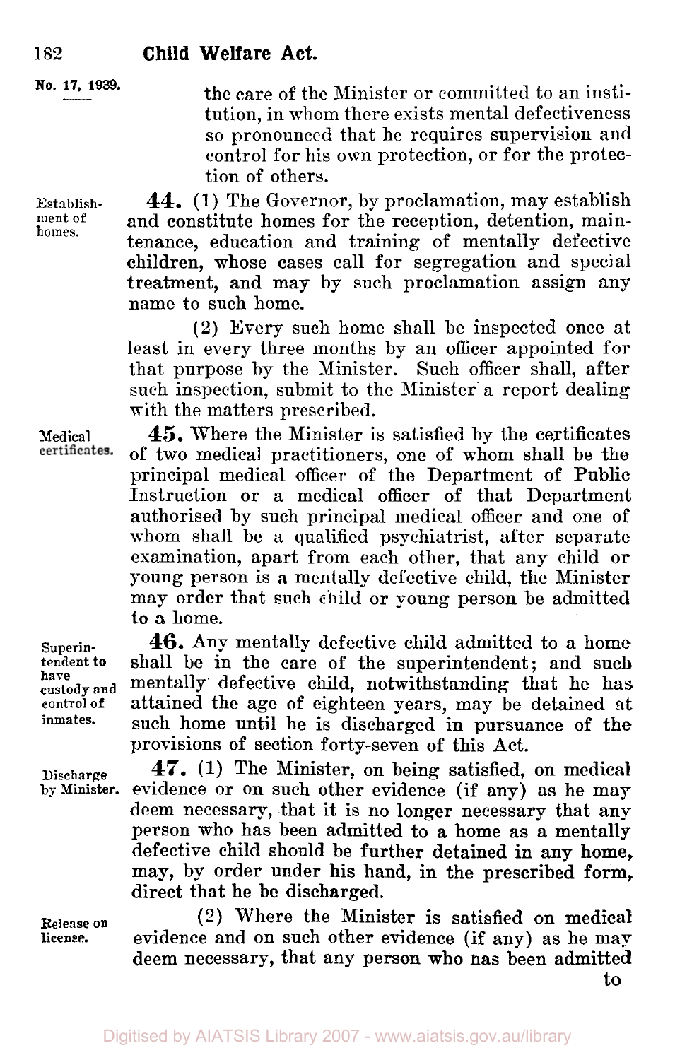the care of the Minister or committed to an institution, in whom there exists mental defectiveness so pronounced that he requires supervision and control for his own protection, or for the protection of others.

Establishment of homes.

**44.** (1) The Governor, by proclamation, may establish and constitute homes for the reception, detention, maintenance, education and training of mentally defective children, whose cases call for segregation and special treatment, and may by such proclamation assign any name to such home.

(2) Every such home shall be inspected once at least in every three months by an officer appointed for that purpose by the Minister. Such officer shall, after such inspection, submit to the Minister a report dealing with the matters prescribed.

Medical certificates.

**45.** Where the Minister is satisfied by the certificates of two medical practitioners, one of whom shall be the principal medical officer of the Department of Public Instruction or a medical officer of that Department authorised by such principal medical officer and one of whom shall be a qualified psychiatrist, after separate examination, apart from each other, that any child or young person is a mentally defective child, the Minister may order that such child or young person be admitted to a home.

Superintendent to have custody and control of inmates.

**46.** Any mentally defective child admitted to a home shall be in the care of the superintendent; and such mentally defective child, notwithstanding that he has attained the age of eighteen years, may be detained at such home until he is discharged in pursuance of the provisions of section forty-seven of this Act.

Discharge by Minister.

**47.** (1) The Minister, on being satisfied, on medical evidence or on such other evidence (if any) as he may deem necessary, that it is no longer necessary that any person who has been admitted to a home as a mentally defective child should be further detained in any home, may, by order under his hand, in the prescribed form, direct that he be discharged.

Release on license.

(2) Where the Minister is satisfied on medical evidence and on such other evidence (if any) as he may deem necessary, that any person who has been admitted to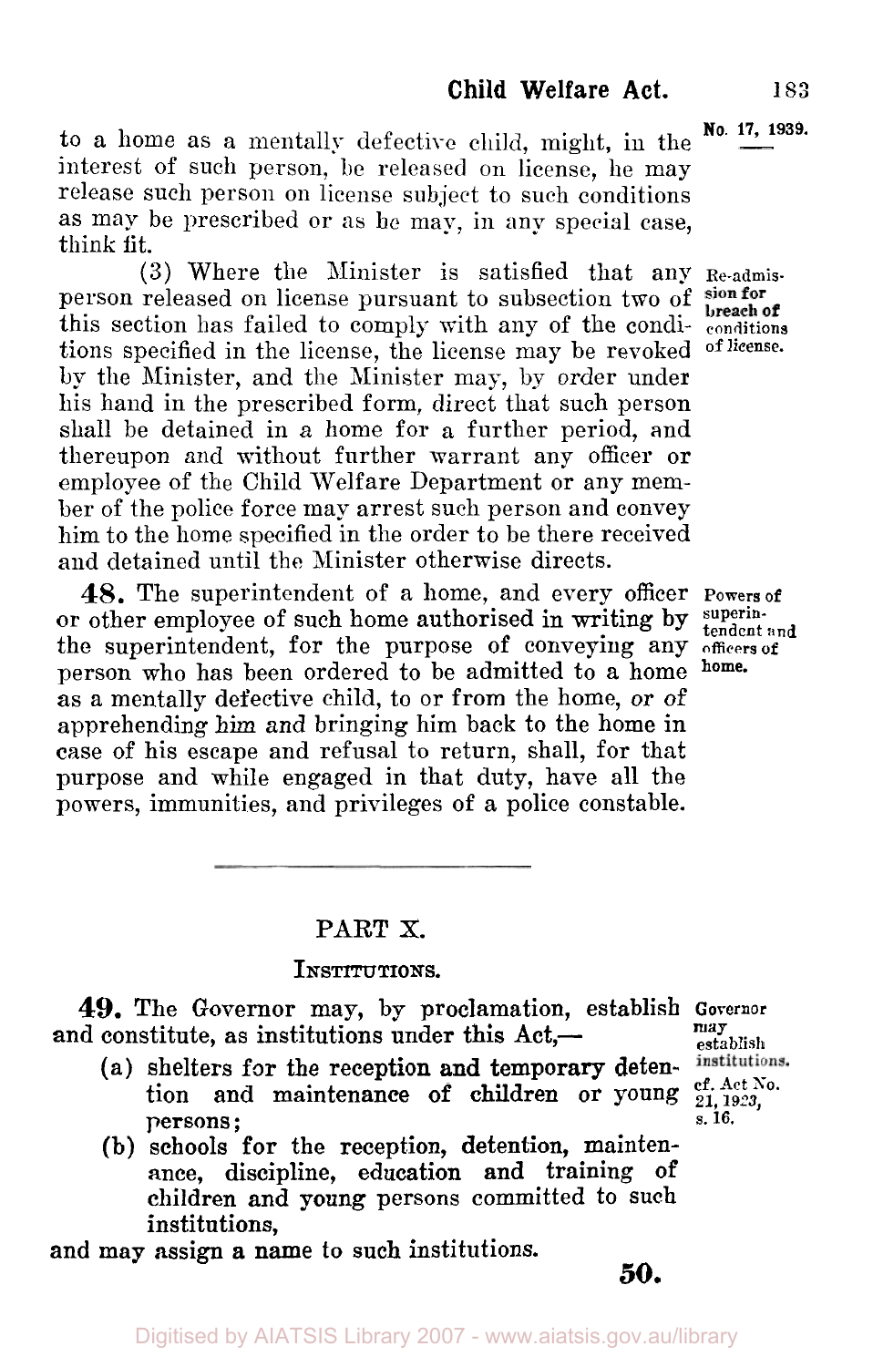to a home as a mentally defective child, might, in the interest of such person, be released on license, he may release such person on license subject to such conditions as may be prescribed or as he may, in any special case, think fit.

**Re-admission for breach of conditions of license.**

(3) Where the Minister is satisfied that any person released on license pursuant to subsection two of this section has failed to comply with any of the conditions specified in the license, the license may be revoked by the Minister, and the Minister may, by order under his hand in the prescribed form, direct that such person shall be detained in a home for a further period, and thereupon and without further warrant any officer or employee of the Child Welfare Department or any member of the police force may arrest such person and convey him to the home specified in the order to be there received and detained until the Minister otherwise directs.

**Powers of superintendent and officers of home.**

**48.** The superintendent of a home, and every officer or other employee of such home authorised in writing by the superintendent, for the purpose of conveying any person who has been ordered to be admitted to a home as a mentally defective child, to or from the home, or of apprehending him and bringing him back to the home in case of his escape and refusal to return, shall, for that purpose and while engaged in that duty, have all the powers, immunities, and privileges of a police constable.

## PART X.

### INSTITUTIONS.

**Governor may establish institutions.**
cf. Act No. 21, 1923, s. 16.

**49.** The Governor may, by proclamation, establish and constitute, as institutions under this Act,—

(a) shelters for the reception and temporary detention and maintenance of children or young persons;

(b) schools for the reception, detention, maintenance, discipline, education and training of children and young persons committed to such institutions,

and may assign a name to such institutions.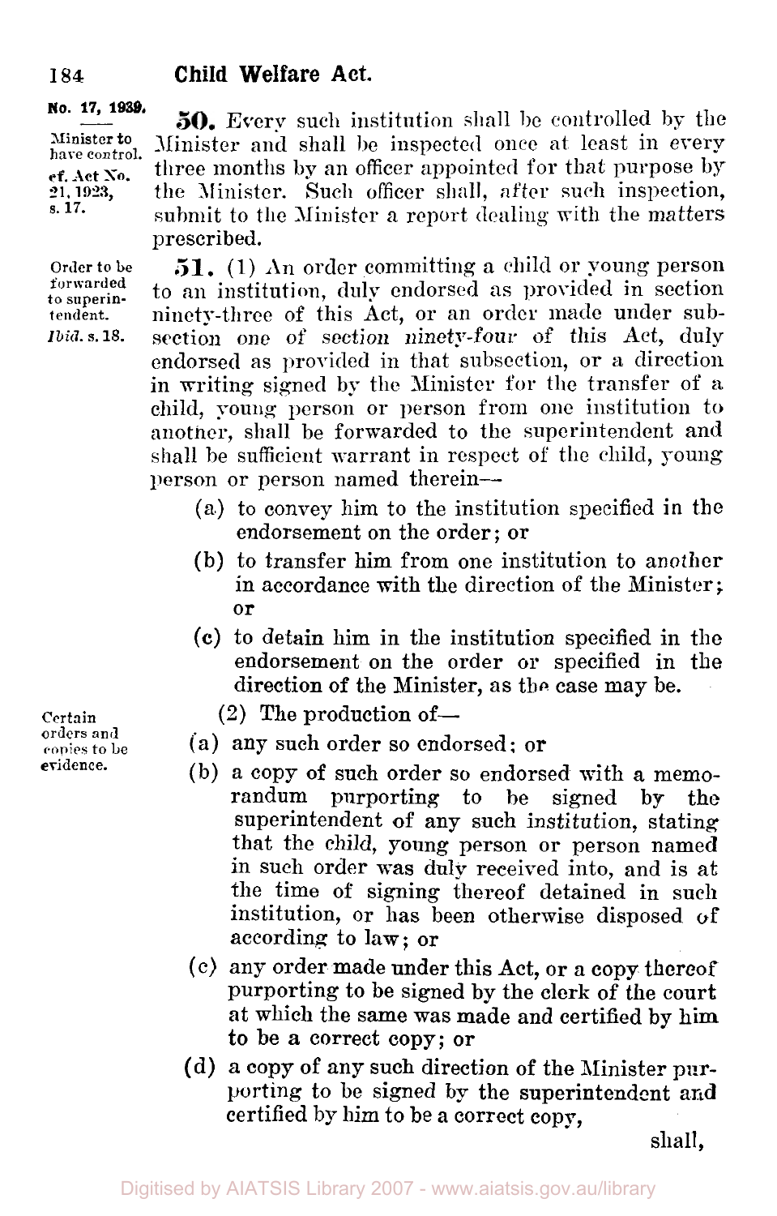**No. 17, 1939.**

*Minister to have control.*
*cf. Act No. 21, 1923, s. 17.*

**50.** Every such institution shall be controlled by the Minister and shall be inspected once at least in every three months by an officer appointed for that purpose by the Minister. Such officer shall, after such inspection, submit to the Minister a report dealing with the matters prescribed.

*Order to be forwarded to superintendent.*
*Ibid. s. 18.*

**51.** (1) An order committing a child or young person to an institution, duly endorsed as provided in section ninety-three of this Act, or an order made under subsection one of section ninety-four of this Act, duly endorsed as provided in that subsection, or a direction in writing signed by the Minister for the transfer of a child, young person or person from one institution to another, shall be forwarded to the superintendent and shall be sufficient warrant in respect of the child, young person or person named therein—

(a) to convey him to the institution specified in the endorsement on the order; or

(b) to transfer him from one institution to another in accordance with the direction of the Minister; or

(c) to detain him in the institution specified in the endorsement on the order or specified in the direction of the Minister, as the case may be.

*Certain orders and copies to be evidence.*

(2) The production of—

(a) any such order so endorsed; or

(b) a copy of such order so endorsed with a memorandum purporting to be signed by the superintendent of any such institution, stating that the child, young person or person named in such order was duly received into, and is at the time of signing thereof detained in such institution, or has been otherwise disposed of according to law; or

(c) any order made under this Act, or a copy thereof purporting to be signed by the clerk of the court at which the same was made and certified by him to be a correct copy; or

(d) a copy of any such direction of the Minister purporting to be signed by the superintendent and certified by him to be a correct copy,

shall,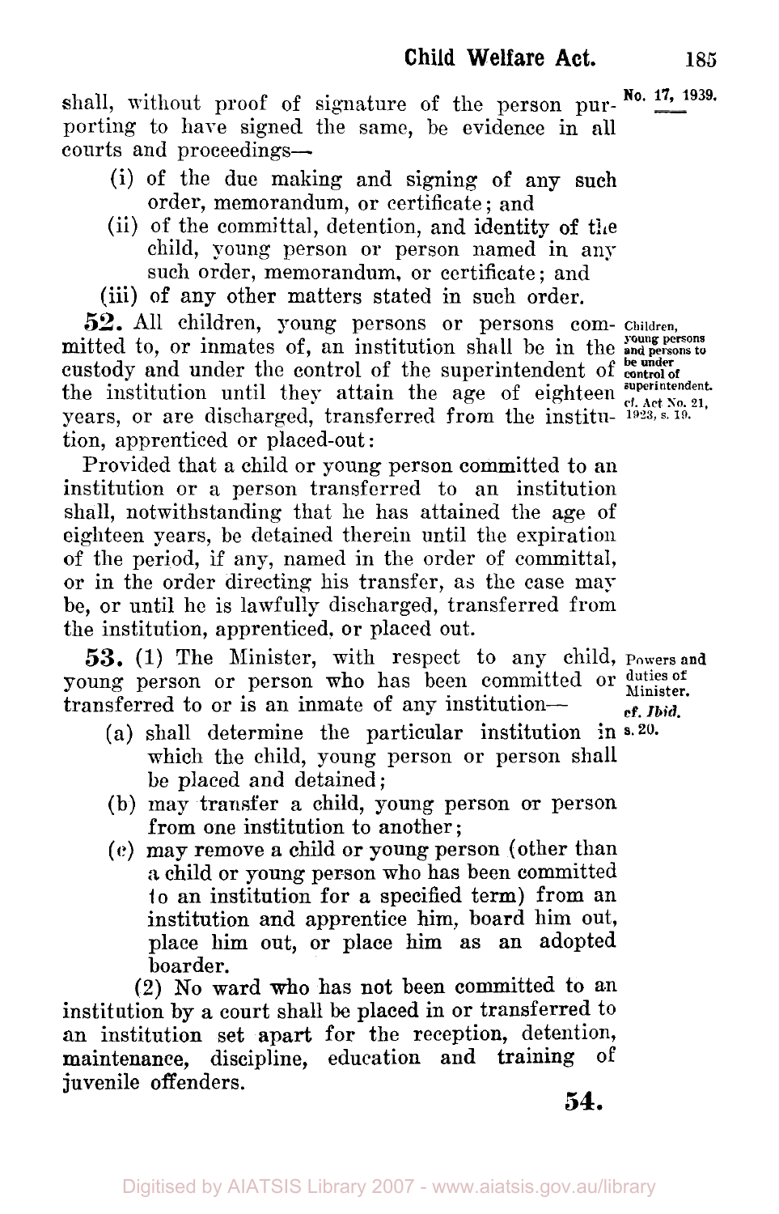shall, without proof of signature of the person purporting to have signed the same, be evidence in all courts and proceedings—

(i) of the due making and signing of any such order, memorandum, or certificate; and

(ii) of the committal, detention, and identity of the child, young person or person named in any such order, memorandum, or certificate; and

(iii) of any other matters stated in such order.

**Children, young persons and persons to be under control of superintendent.** cf. Act No. 21, 1923, s. 19.

**52.** All children, young persons or persons committed to, or inmates of, an institution shall be in the custody and under the control of the superintendent of the institution until they attain the age of eighteen years, or are discharged, transferred from the institution, apprenticed or placed-out:

Provided that a child or young person committed to an institution or a person transferred to an institution shall, notwithstanding that he has attained the age of eighteen years, be detained therein until the expiration of the period, if any, named in the order of committal, or in the order directing his transfer, as the case may be, or until he is lawfully discharged, transferred from the institution, apprenticed, or placed out.

**Powers and duties of Minister.** *cf. Ibid.* s. 20.

**53.** (1) The Minister, with respect to any child, young person or person who has been committed or transferred to or is an inmate of any institution—

(a) shall determine the particular institution in which the child, young person or person shall be placed and detained;

(b) may transfer a child, young person or person from one institution to another;

(c) may remove a child or young person (other than a child or young person who has been committed to an institution for a specified term) from an institution and apprentice him, board him out, place him out, or place him as an adopted boarder.

(2) No ward who has not been committed to an institution by a court shall be placed in or transferred to an institution set apart for the reception, detention, maintenance, discipline, education and training of juvenile offenders.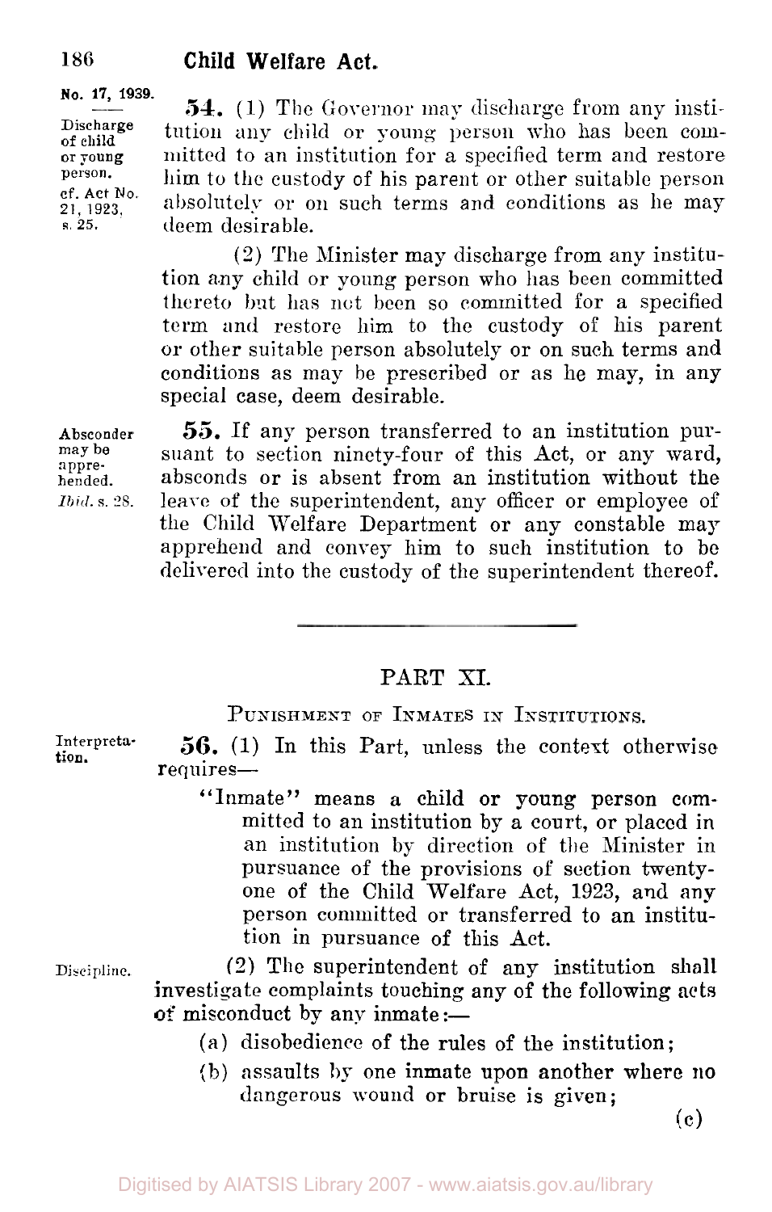No. 17, 1939.

*Discharge of child or young person. cf. Act No. 21, 1923, s. 25.*

**54.** (1) The Governor may discharge from any institution any child or young person who has been committed to an institution for a specified term and restore him to the custody of his parent or other suitable person absolutely or on such terms and conditions as he may deem desirable.

(2) The Minister may discharge from any institution any child or young person who has been committed thereto but has not been so committed for a specified term and restore him to the custody of his parent or other suitable person absolutely or on such terms and conditions as may be prescribed or as he may, in any special case, deem desirable.

*Absconder may be apprehended. Ibid. s. 28.*

**55.** If any person transferred to an institution pursuant to section ninety-four of this Act, or any ward, absconds or is absent from an institution without the leave of the superintendent, any officer or employee of the Child Welfare Department or any constable may apprehend and convey him to such institution to be delivered into the custody of the superintendent thereof.

---

## PART XI.

### PUNISHMENT OF INMATES IN INSTITUTIONS.

*Interpretation.*

**56.** (1) In this Part, unless the context otherwise requires—

"Inmate" means a child or young person committed to an institution by a court, or placed in an institution by direction of the Minister in pursuance of the provisions of section twenty-one of the Child Welfare Act, 1923, and any person committed or transferred to an institution in pursuance of this Act.

*Discipline.*

(2) The superintendent of any institution shall investigate complaints touching any of the following acts of misconduct by any inmate:—

(a) disobedience of the rules of the institution;

(b) assaults by one inmate upon another where no dangerous wound or bruise is given;

(c)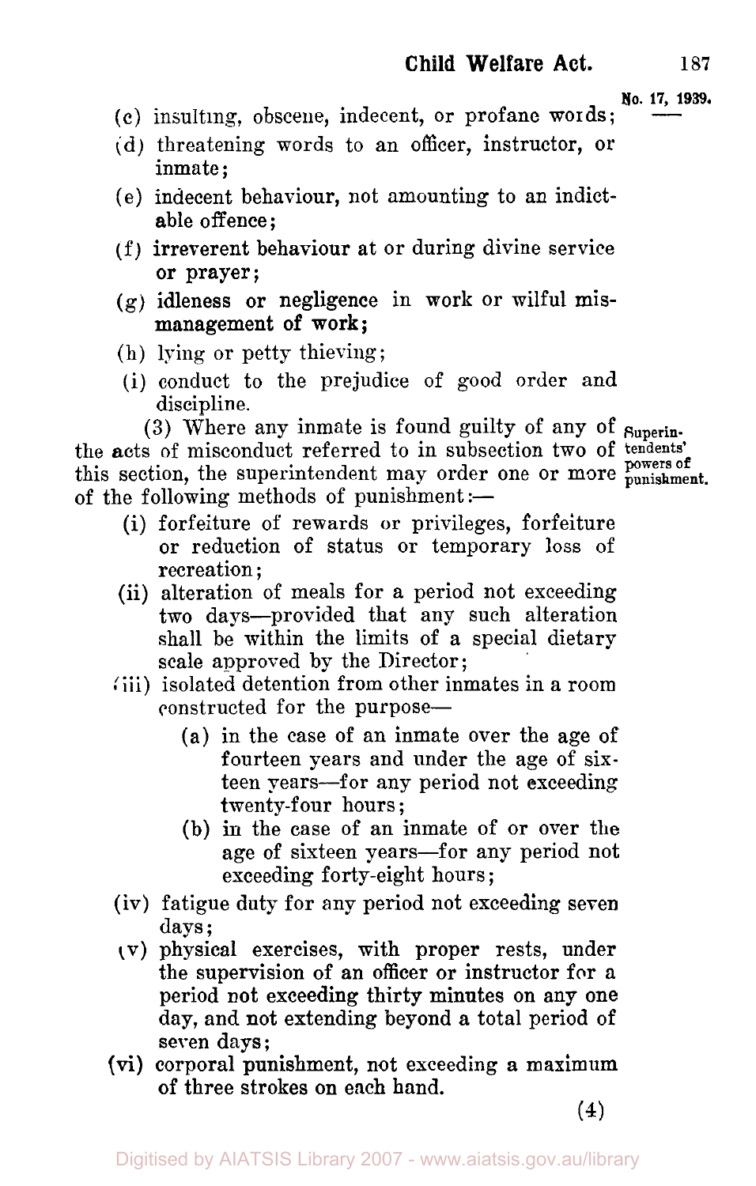(c) insulting, obscene, indecent, or profane words;

(d) threatening words to an officer, instructor, or inmate;

(e) indecent behaviour, not amounting to an indictable offence;

(f) irreverent behaviour at or during divine service or prayer;

(g) idleness or negligence in work or wilful mismanagement of work;

(h) lying or petty thieving;

(i) conduct to the prejudice of good order and discipline.

(3) Where any inmate is found guilty of any of the acts of misconduct referred to in subsection two of this section, the superintendent may order one or more of the following methods of punishment:—

Superintendents' powers of punishment.

(i) forfeiture of rewards or privileges, forfeiture or reduction of status or temporary loss of recreation;

(ii) alteration of meals for a period not exceeding two days—provided that any such alteration shall be within the limits of a special dietary scale approved by the Director;

(iii) isolated detention from other inmates in a room constructed for the purpose—

  (a) in the case of an inmate over the age of fourteen years and under the age of sixteen years—for any period not exceeding twenty-four hours;

  (b) in the case of an inmate of or over the age of sixteen years—for any period not exceeding forty-eight hours;

(iv) fatigue duty for any period not exceeding seven days;

(v) physical exercises, with proper rests, under the supervision of an officer or instructor for a period not exceeding thirty minutes on any one day, and not extending beyond a total period of seven days;

(vi) corporal punishment, not exceeding a maximum of three strokes on each hand.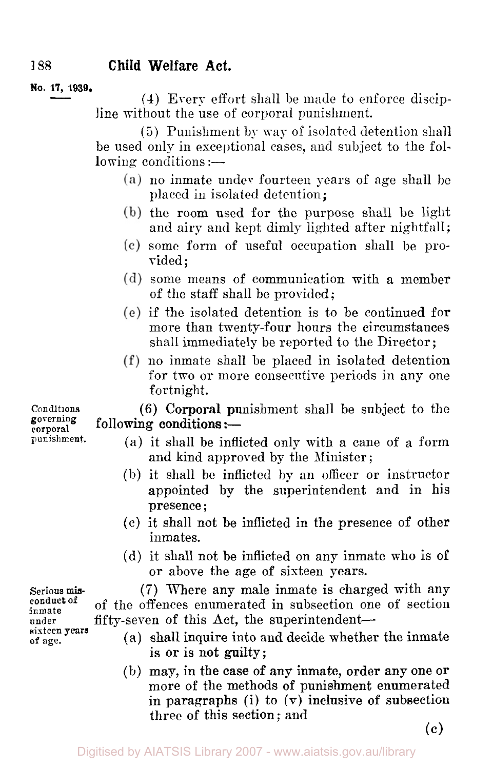(4) Every effort shall be made to enforce discipline without the use of corporal punishment.

(5) Punishment by way of isolated detention shall be used only in exceptional cases, and subject to the following conditions:—

- (a) no inmate under fourteen years of age shall be placed in isolated detention;
- (b) the room used for the purpose shall be light and airy and kept dimly lighted after nightfall;
- (c) some form of useful occupation shall be provided;
- (d) some means of communication with a member of the staff shall be provided;
- (e) if the isolated detention is to be continued for more than twenty-four hours the circumstances shall immediately be reported to the Director;
- (f) no inmate shall be placed in isolated detention for two or more consecutive periods in any one fortnight.

*Conditions governing corporal punishment.*

(6) Corporal punishment shall be subject to the following conditions:—

- (a) it shall be inflicted only with a cane of a form and kind approved by the Minister;
- (b) it shall be inflicted by an officer or instructor appointed by the superintendent and in his presence;
- (c) it shall not be inflicted in the presence of other inmates.
- (d) it shall not be inflicted on any inmate who is of or above the age of sixteen years.

*Serious misconduct of inmate under sixteen years of age.*

(7) Where any male inmate is charged with any of the offences enumerated in subsection one of section fifty-seven of this Act, the superintendent—

- (a) shall inquire into and decide whether the inmate is or is not guilty;
- (b) may, in the case of any inmate, order any one or more of the methods of punishment enumerated in paragraphs (i) to (v) inclusive of subsection three of this section; and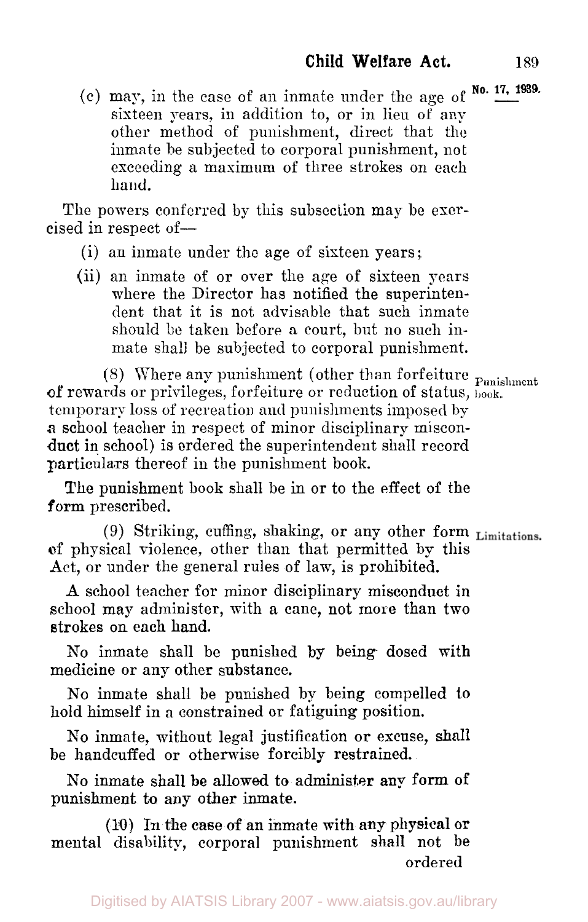(c) may, in the case of an inmate under the age of sixteen years, in addition to, or in lieu of any other method of punishment, direct that the inmate be subjected to corporal punishment, not exceeding a maximum of three strokes on each hand.

The powers conferred by this subsection may be exercised in respect of—

(i) an inmate under the age of sixteen years;

(ii) an inmate of or over the age of sixteen years where the Director has notified the superintendent that it is not advisable that such inmate should be taken before a court, but no such inmate shall be subjected to corporal punishment.

**Punishment book.**

(8) Where any punishment (other than forfeiture of rewards or privileges, forfeiture or reduction of status, temporary loss of recreation and punishments imposed by a school teacher in respect of minor disciplinary misconduct in school) is ordered the superintendent shall record particulars thereof in the punishment book.

The punishment book shall be in or to the effect of the form prescribed.

**Limitations.**

(9) Striking, cuffing, shaking, or any other form of physical violence, other than that permitted by this Act, or under the general rules of law, is prohibited.

A school teacher for minor disciplinary misconduct in school may administer, with a cane, not more than two strokes on each hand.

No inmate shall be punished by being dosed with medicine or any other substance.

No inmate shall be punished by being compelled to hold himself in a constrained or fatiguing position.

No inmate, without legal justification or excuse, shall be handcuffed or otherwise forcibly restrained.

No inmate shall be allowed to administer any form of punishment to any other inmate.

(10) In the case of an inmate with any physical or mental disability, corporal punishment shall not be ordered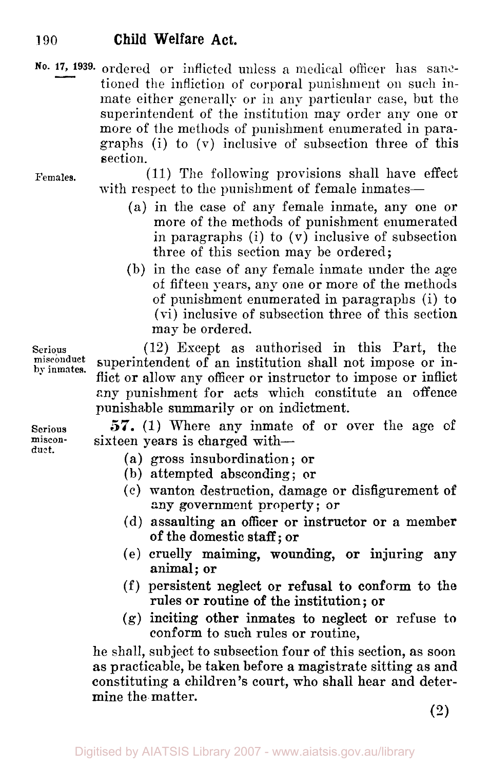ordered or inflicted unless a medical officer has sanctioned the infliction of corporal punishment on such inmate either generally or in any particular case, but the superintendent of the institution may order any one or more of the methods of punishment enumerated in paragraphs (i) to (v) inclusive of subsection three of this section.

*Females.*

(11) The following provisions shall have effect with respect to the punishment of female inmates—

(a) in the case of any female inmate, any one or more of the methods of punishment enumerated in paragraphs (i) to (v) inclusive of subsection three of this section may be ordered;

(b) in the case of any female inmate under the age of fifteen years, any one or more of the methods of punishment enumerated in paragraphs (i) to (vi) inclusive of subsection three of this section may be ordered.

*Serious misconduct by inmates.*

(12) Except as authorised in this Part, the superintendent of an institution shall not impose or inflict or allow any officer or instructor to impose or inflict any punishment for acts which constitute an offence punishable summarily or on indictment.

*Serious misconduct.*

**57.** (1) Where any inmate of or over the age of sixteen years is charged with—

(a) gross insubordination; or

(b) attempted absconding; or

(c) wanton destruction, damage or disfigurement of any government property; or

(d) assaulting an officer or instructor or a member of the domestic staff; or

(e) cruelly maiming, wounding, or injuring any animal; or

(f) persistent neglect or refusal to conform to the rules or routine of the institution; or

(g) inciting other inmates to neglect or refuse to conform to such rules or routine,

he shall, subject to subsection four of this section, as soon as practicable, be taken before a magistrate sitting as and constituting a children's court, who shall hear and determine the matter.

(2)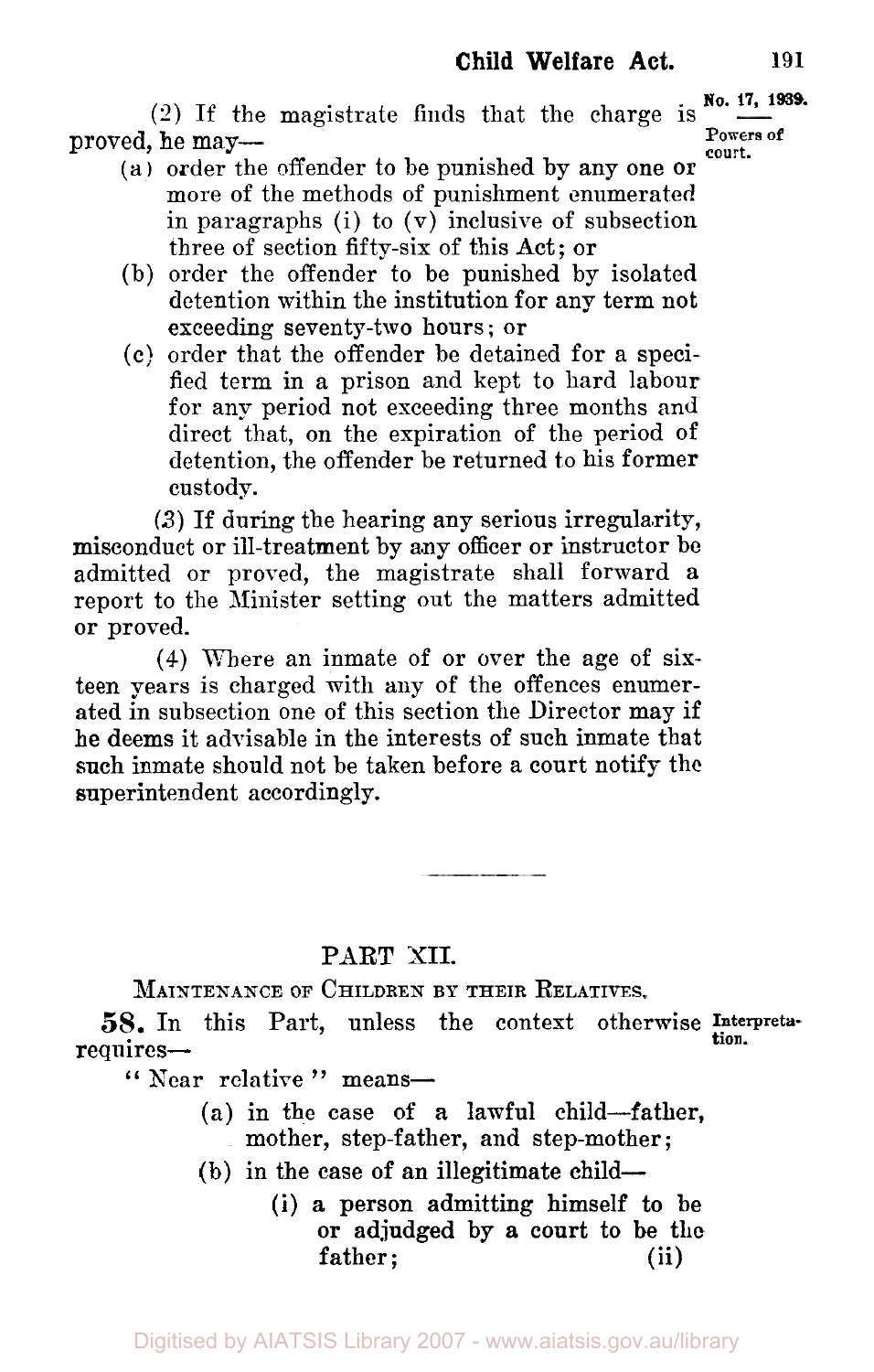(2) If the magistrate finds that the charge is proved, he may—

Powers of court.

(a) order the offender to be punished by any one or more of the methods of punishment enumerated in paragraphs (i) to (v) inclusive of subsection three of section fifty-six of this Act; or

(b) order the offender to be punished by isolated detention within the institution for any term not exceeding seventy-two hours; or

(c) order that the offender be detained for a specified term in a prison and kept to hard labour for any period not exceeding three months and direct that, on the expiration of the period of detention, the offender be returned to his former custody.

(3) If during the hearing any serious irregularity, misconduct or ill-treatment by any officer or instructor be admitted or proved, the magistrate shall forward a report to the Minister setting out the matters admitted or proved.

(4) Where an inmate of or over the age of sixteen years is charged with any of the offences enumerated in subsection one of this section the Director may if he deems it advisable in the interests of such inmate that such inmate should not be taken before a court notify the superintendent accordingly.

---

## PART XII.

### MAINTENANCE OF CHILDREN BY THEIR RELATIVES.

**58.** In this Part, unless the context otherwise requires—

Interpretation.

" Near relative " means—

(a) in the case of a lawful child—father, mother, step-father, and step-mother;

(b) in the case of an illegitimate child—

(i) a person admitting himself to be or adjudged by a court to be the father;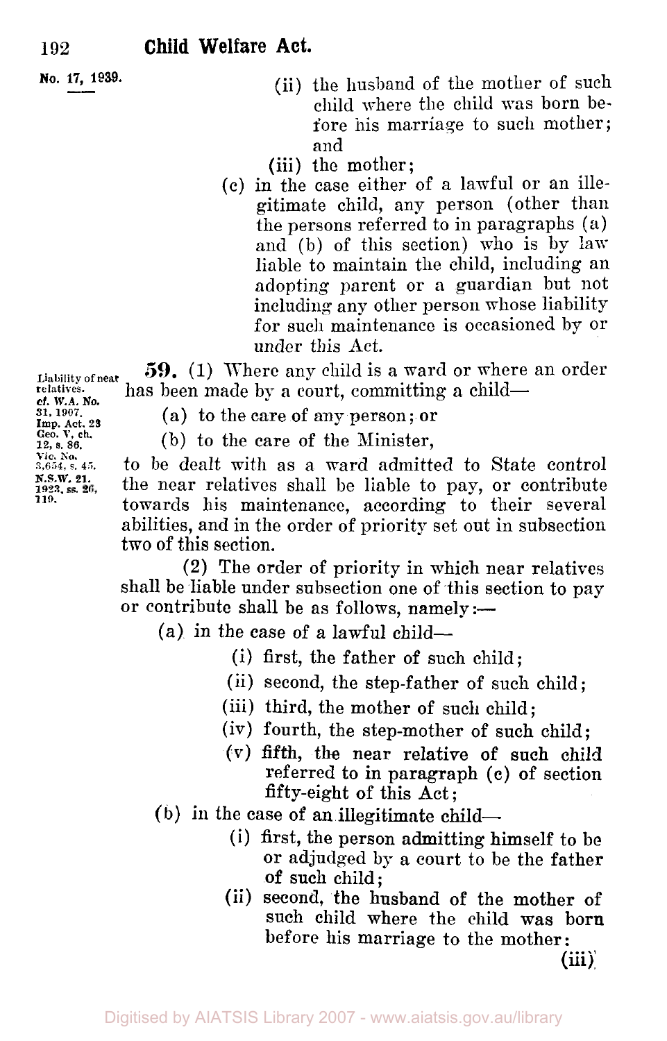(ii) the husband of the mother of such child where the child was born before his marriage to such mother; and

(iii) the mother;

(c) in the case either of a lawful or an illegitimate child, any person (other than the persons referred to in paragraphs (a) and (b) of this section) who is by law liable to maintain the child, including an adopting parent or a guardian but not including any other person whose liability for such maintenance is occasioned by or under this Act.

Liability of near relatives. cf. W.A. No. 31, 1907. Imp. Act. 23 Geo. V, ch. 12, s. 86. Vic. No. 3,654, s. 45. N.S.W. 21. 1923, ss. 26, 119.

**59.** (1) Where any child is a ward or where an order has been made by a court, committing a child—

(a) to the care of any person; or

(b) to the care of the Minister,

to be dealt with as a ward admitted to State control the near relatives shall be liable to pay, or contribute towards his maintenance, according to their several abilities, and in the order of priority set out in subsection two of this section.

(2) The order of priority in which near relatives shall be liable under subsection one of this section to pay or contribute shall be as follows, namely:—

(a) in the case of a lawful child—

(i) first, the father of such child;

(ii) second, the step-father of such child;

(iii) third, the mother of such child;

(iv) fourth, the step-mother of such child;

(v) fifth, the near relative of such child referred to in paragraph (c) of section fifty-eight of this Act;

(b) in the case of an illegitimate child—

(i) first, the person admitting himself to be or adjudged by a court to be the father of such child;

(ii) second, the husband of the mother of such child where the child was born before his marriage to the mother: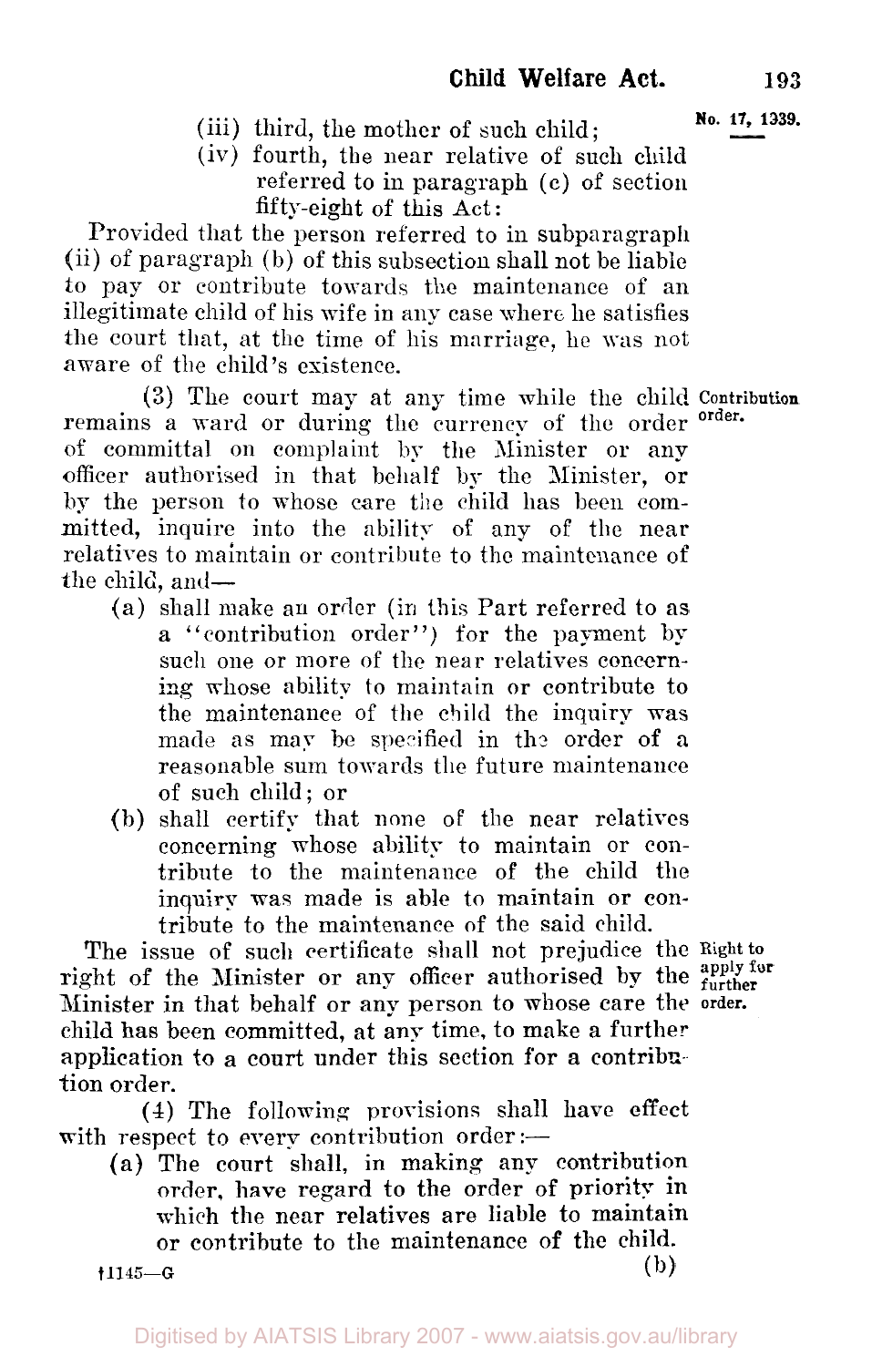(iii) third, the mother of such child;

(iv) fourth, the near relative of such child referred to in paragraph (c) of section fifty-eight of this Act:

Provided that the person referred to in subparagraph (ii) of paragraph (b) of this subsection shall not be liable to pay or contribute towards the maintenance of an illegitimate child of his wife in any case where he satisfies the court that, at the time of his marriage, he was not aware of the child's existence.

**Contribution order.**

(3) The court may at any time while the child remains a ward or during the currency of the order of committal on complaint by the Minister or any officer authorised in that behalf by the Minister, or by the person to whose care the child has been committed, inquire into the ability of any of the near relatives to maintain or contribute to the maintenance of the child, and—

(a) shall make an order (in this Part referred to as a "contribution order") for the payment by such one or more of the near relatives concerning whose ability to maintain or contribute to the maintenance of the child the inquiry was made as may be specified in the order of a reasonable sum towards the future maintenance of such child; or

(b) shall certify that none of the near relatives concerning whose ability to maintain or contribute to the maintenance of the child the inquiry was made is able to maintain or contribute to the maintenance of the said child.

**Right to apply for further order.**

The issue of such certificate shall not prejudice the right of the Minister or any officer authorised by the Minister in that behalf or any person to whose care the child has been committed, at any time, to make a further application to a court under this section for a contribution order.

(4) The following provisions shall have effect with respect to every contribution order:—

(a) The court shall, in making any contribution order, have regard to the order of priority in which the near relatives are liable to maintain or contribute to the maintenance of the child.